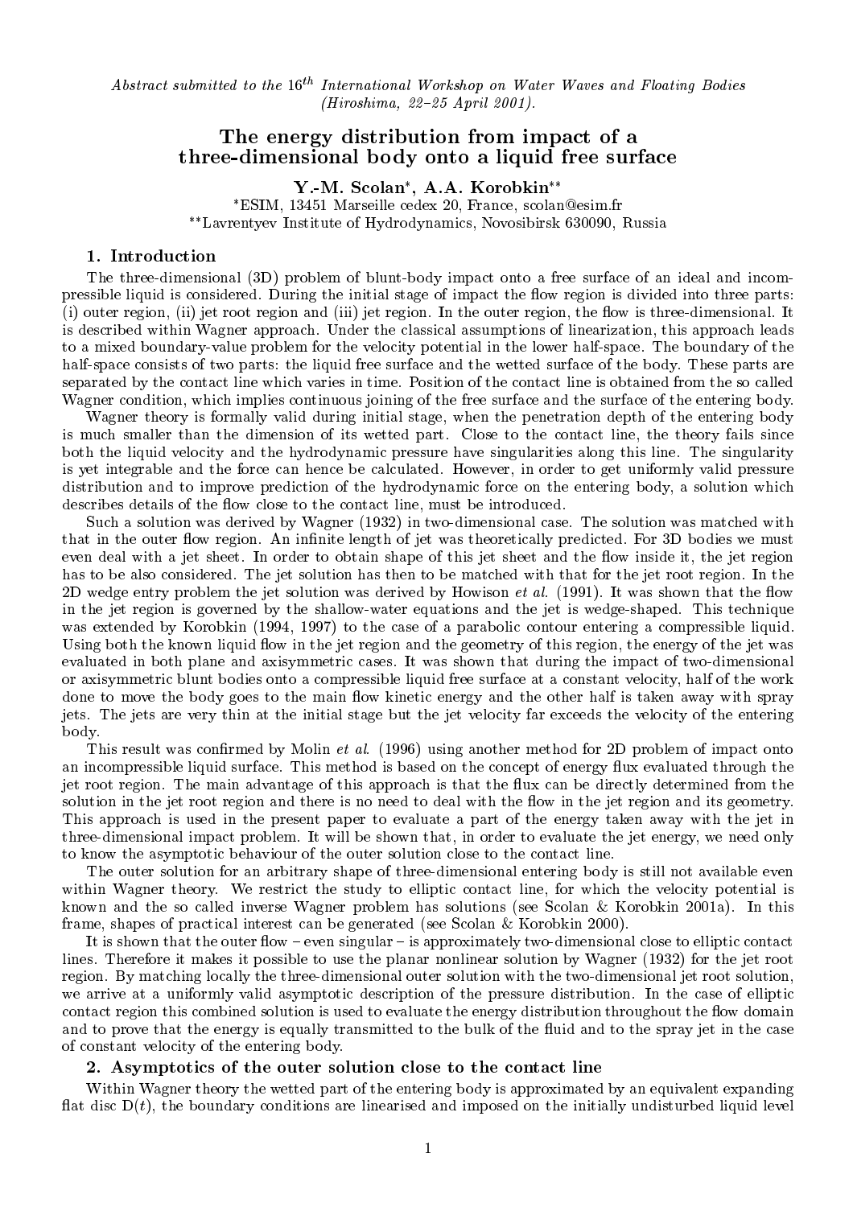*Abstract submitted to the $16^{th}$ International Workshop on Water Waves and Floating Bodies (Hiroshima, 22–25 April 2001).*

# The energy distribution from impact of a three-dimensional body onto a liquid free surface

**Y.-M. Scolan*, A.A. Korobkin****

*ESIM, 13451 Marseille cedex 20, France, scolan@esim.fr

**Lavrentyev Institute of Hydrodynamics, Novosibirsk 630090, Russia

## 1. Introduction

The three-dimensional (3D) problem of blunt-body impact onto a free surface of an ideal and incompressible liquid is considered. During the initial stage of impact the flow region is divided into three parts: (i) outer region, (ii) jet root region and (iii) jet region. In the outer region, the flow is three-dimensional. It is described within Wagner approach. Under the classical assumptions of linearization, this approach leads to a mixed boundary-value problem for the velocity potential in the lower half-space. The boundary of the half-space consists of two parts: the liquid free surface and the wetted surface of the body. These parts are separated by the contact line which varies in time. Position of the contact line is obtained from the so called Wagner condition, which implies continuous joining of the free surface and the surface of the entering body.

Wagner theory is formally valid during initial stage, when the penetration depth of the entering body is much smaller than the dimension of its wetted part. Close to the contact line, the theory fails since both the liquid velocity and the hydrodynamic pressure have singularities along this line. The singularity is yet integrable and the force can hence be calculated. However, in order to get uniformly valid pressure distribution and to improve prediction of the hydrodynamic force on the entering body, a solution which describes details of the flow close to the contact line, must be introduced.

Such a solution was derived by Wagner (1932) in two-dimensional case. The solution was matched with that in the outer flow region. An infinite length of jet was theoretically predicted. For 3D bodies we must even deal with a jet sheet. In order to obtain shape of this jet sheet and the flow inside it, the jet region has to be also considered. The jet solution has then to be matched with that for the jet root region. In the 2D wedge entry problem the jet solution was derived by Howison *et al.* (1991). It was shown that the flow in the jet region is governed by the shallow-water equations and the jet is wedge-shaped. This technique was extended by Korobkin (1994, 1997) to the case of a parabolic contour entering a compressible liquid. Using both the known liquid flow in the jet region and the geometry of this region, the energy of the jet was evaluated in both plane and axisymmetric cases. It was shown that during the impact of two-dimensional or axisymmetric blunt bodies onto a compressible liquid free surface at a constant velocity, half of the work done to move the body goes to the main flow kinetic energy and the other half is taken away with spray jets. The jets are very thin at the initial stage but the jet velocity far exceeds the velocity of the entering body.

This result was confirmed by Molin *et al.* (1996) using another method for 2D problem of impact onto an incompressible liquid surface. This method is based on the concept of energy flux evaluated through the jet root region. The main advantage of this approach is that the flux can be directly determined from the solution in the jet root region and there is no need to deal with the flow in the jet region and its geometry. This approach is used in the present paper to evaluate a part of the energy taken away with the jet in three-dimensional impact problem. It will be shown that, in order to evaluate the jet energy, we need only to know the asymptotic behaviour of the outer solution close to the contact line.

The outer solution for an arbitrary shape of three-dimensional entering body is still not available even within Wagner theory. We restrict the study to elliptic contact line, for which the velocity potential is known and the so called inverse Wagner problem has solutions (see Scolan & Korobkin 2001a). In this frame, shapes of practical interest can be generated (see Scolan & Korobkin 2000).

It is shown that the outer flow – even singular – is approximately two-dimensional close to elliptic contact lines. Therefore it makes it possible to use the planar nonlinear solution by Wagner (1932) for the jet root region. By matching locally the three-dimensional outer solution with the two-dimensional jet root solution, we arrive at a uniformly valid asymptotic description of the pressure distribution. In the case of elliptic contact region this combined solution is used to evaluate the energy distribution throughout the flow domain and to prove that the energy is equally transmitted to the bulk of the fluid and to the spray jet in the case of constant velocity of the entering body.

## 2. Asymptotics of the outer solution close to the contact line

Within Wagner theory the wetted part of the entering body is approximated by an equivalent expanding flat disc $D(t)$, the boundary conditions are linearised and imposed on the initially undisturbed liquid level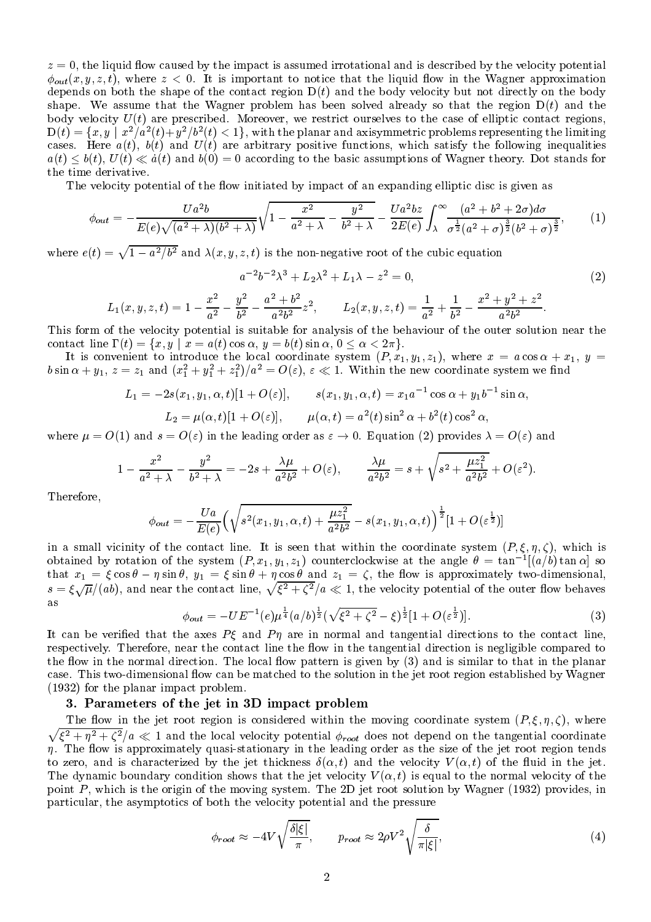$z = 0$, the liquid flow caused by the impact is assumed irrotational and is described by the velocity potential $\phi_{out}(x, y, z, t)$, where $z < 0$. It is important to notice that the liquid flow in the Wagner approximation depends on both the shape of the contact region $\mathrm{D}(t)$ and the body velocity but not directly on the body shape. We assume that the Wagner problem has been solved already so that the region $\mathrm{D}(t)$ and the body velocity $U(t)$ are prescribed. Moreover, we restrict ourselves to the case of elliptic contact regions, $\mathrm{D}(t) = \{x, y \mid x^2/a^2(t) + y^2/b^2(t) < 1\}$, with the planar and axisymmetric problems representing the limiting cases. Here $a(t)$, $b(t)$ and $U(t)$ are arbitrary positive functions, which satisfy the following inequalities $a(t) \le b(t)$, $U(t) \ll \dot{a}(t)$ and $b(0) = 0$ according to the basic assumptions of Wagner theory. Dot stands for the time derivative.

The velocity potential of the flow initiated by impact of an expanding elliptic disc is given as

$$\phi_{out} = -\frac{Ua^2b}{E(e)\sqrt{(a^2+\lambda)(b^2+\lambda)}}\sqrt{1 - \frac{x^2}{a^2+\lambda} - \frac{y^2}{b^2+\lambda}} - \frac{Ua^2bz}{2E(e)}\int_{\lambda}^{\infty}\frac{(a^2+b^2+2\sigma)d\sigma}{\sigma^{\frac{1}{2}}(a^2+\sigma)^{\frac{3}{2}}(b^2+\sigma)^{\frac{3}{2}}}, \qquad (1)$$

where $e(t) = \sqrt{1 - a^2/b^2}$ and $\lambda(x, y, z, t)$ is the non-negative root of the cubic equation

$$a^{-2}b^{-2}\lambda^3 + L_2\lambda^2 + L_1\lambda - z^2 = 0, \qquad (2)$$

$$L_1(x, y, z, t) = 1 - \frac{x^2}{a^2} - \frac{y^2}{b^2} - \frac{a^2+b^2}{a^2b^2}z^2, \qquad L_2(x, y, z, t) = \frac{1}{a^2} + \frac{1}{b^2} - \frac{x^2+y^2+z^2}{a^2b^2}.$$

This form of the velocity potential is suitable for analysis of the behaviour of the outer solution near the contact line $\Gamma(t) = \{x, y \mid x = a(t)\cos\alpha,\ y = b(t)\sin\alpha,\ 0 \le \alpha < 2\pi\}$.

It is convenient to introduce the local coordinate system $(P, x_1, y_1, z_1)$, where $x = a\cos\alpha + x_1$, $y = b\sin\alpha + y_1$, $z = z_1$ and $(x_1^2 + y_1^2 + z_1^2)/a^2 = O(\varepsilon)$, $\varepsilon \ll 1$. Within the new coordinate system we find

$$L_1 = -2s(x_1, y_1, \alpha, t)[1 + O(\varepsilon)], \qquad s(x_1, y_1, \alpha, t) = x_1a^{-1}\cos\alpha + y_1b^{-1}\sin\alpha,$$

$$L_2 = \mu(\alpha, t)[1 + O(\varepsilon)], \qquad \mu(\alpha, t) = a^2(t)\sin^2\alpha + b^2(t)\cos^2\alpha,$$

where $\mu = O(1)$ and $s = O(\varepsilon)$ in the leading order as $\varepsilon \to 0$. Equation (2) provides $\lambda = O(\varepsilon)$ and

$$1 - \frac{x^2}{a^2+\lambda} - \frac{y^2}{b^2+\lambda} = -2s + \frac{\lambda\mu}{a^2b^2} + O(\varepsilon), \qquad \frac{\lambda\mu}{a^2b^2} = s + \sqrt{s^2 + \frac{\mu z_1^2}{a^2b^2}} + O(\varepsilon^2).$$

Therefore,

$$\phi_{out} = -\frac{Ua}{E(e)}\Big(\sqrt{s^2(x_1, y_1, \alpha, t) + \frac{\mu z_1^2}{a^2b^2}} - s(x_1, y_1, \alpha, t)\Big)^{\frac{1}{2}}[1 + O(\varepsilon^{\frac{1}{2}})]$$

in a small vicinity of the contact line. It is seen that within the coordinate system $(P, \xi, \eta, \zeta)$, which is obtained by rotation of the system $(P, x_1, y_1, z_1)$ counterclockwise at the angle $\theta = \tan^{-1}[(a/b)\tan\alpha]$ so that $x_1 = \xi\cos\theta - \eta\sin\theta$, $y_1 = \xi\sin\theta + \eta\cos\theta$ and $z_1 = \zeta$, the flow is approximately two-dimensional, $s = \xi\sqrt{\mu}/(ab)$, and near the contact line, $\sqrt{\xi^2 + \zeta^2}/a \ll 1$, the velocity potential of the outer flow behaves as

$$\phi_{out} = -UE^{-1}(e)\mu^{\frac{1}{4}}(a/b)^{\frac{1}{2}}(\sqrt{\xi^2 + \zeta^2} - \xi)^{\frac{1}{2}}[1 + O(\varepsilon^{\frac{1}{2}})]. \qquad (3)$$

It can be verified that the axes $P\xi$ and $P\eta$ are in normal and tangential directions to the contact line, respectively. Therefore, near the contact line the flow in the tangential direction is negligible compared to the flow in the normal direction. The local flow pattern is given by (3) and is similar to that in the planar case. This two-dimensional flow can be matched to the solution in the jet root region established by Wagner (1932) for the planar impact problem.

## 3. Parameters of the jet in 3D impact problem

The flow in the jet root region is considered within the moving coordinate system $(P, \xi, \eta, \zeta)$, where $\sqrt{\xi^2 + \eta^2 + \zeta^2}/a \ll 1$ and the local velocity potential $\phi_{root}$ does not depend on the tangential coordinate $\eta$. The flow is approximately quasi-stationary in the leading order as the size of the jet root region tends to zero, and is characterized by the jet thickness $\delta(\alpha, t)$ and the velocity $V(\alpha, t)$ of the fluid in the jet. The dynamic boundary condition shows that the jet velocity $V(\alpha, t)$ is equal to the normal velocity of the point $P$, which is the origin of the moving system. The 2D jet root solution by Wagner (1932) provides, in particular, the asymptotics of both the velocity potential and the pressure

$$\phi_{root} \approx -4V\sqrt{\frac{\delta|\xi|}{\pi}}, \qquad p_{root} \approx 2\rho V^2\sqrt{\frac{\delta}{\pi|\xi|}}, \qquad (4)$$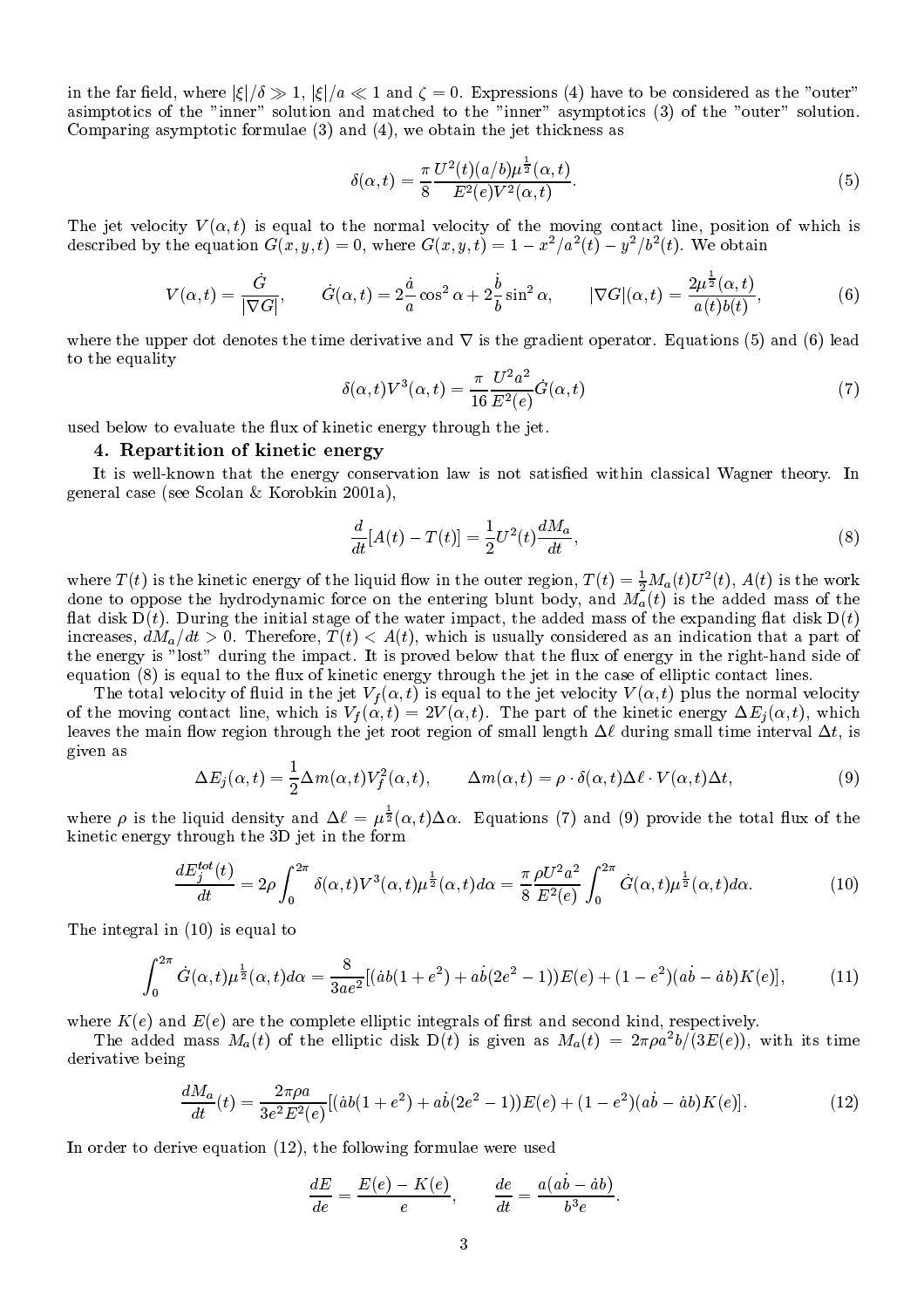in the far field, where $|\xi|/\delta \gg 1$, $|\xi|/a \ll 1$ and $\zeta = 0$. Expressions (4) have to be considered as the "outer" asimptotics of the "inner" solution and matched to the "inner" asymptotics (3) of the "outer" solution. Comparing asymptotic formulae (3) and (4), we obtain the jet thickness as

$$\delta(\alpha, t) = \frac{\pi}{8} \frac{U^2(t)(a/b)\mu^{\frac{1}{2}}(\alpha, t)}{E^2(e)V^2(\alpha, t)}. \tag{5}$$

The jet velocity $V(\alpha, t)$ is equal to the normal velocity of the moving contact line, position of which is described by the equation $G(x, y, t) = 0$, where $G(x, y, t) = 1 - x^2/a^2(t) - y^2/b^2(t)$. We obtain

$$V(\alpha, t) = \frac{\dot{G}}{|\nabla G|}, \qquad \dot{G}(\alpha, t) = 2\frac{\dot{a}}{a}\cos^2\alpha + 2\frac{\dot{b}}{b}\sin^2\alpha, \qquad |\nabla G|(\alpha, t) = \frac{2\mu^{\frac{1}{2}}(\alpha, t)}{a(t)b(t)}, \tag{6}$$

where the upper dot denotes the time derivative and $\nabla$ is the gradient operator. Equations (5) and (6) lead to the equality

$$\delta(\alpha, t)V^3(\alpha, t) = \frac{\pi}{16}\frac{U^2a^2}{E^2(e)}\dot{G}(\alpha, t) \tag{7}$$

used below to evaluate the flux of kinetic energy through the jet.

### 4. Repartition of kinetic energy

It is well-known that the energy conservation law is not satisfied within classical Wagner theory. In general case (see Scolan & Korobkin 2001a),

$$\frac{d}{dt}[A(t) - T(t)] = \frac{1}{2}U^2(t)\frac{dM_a}{dt}, \tag{8}$$

where $T(t)$ is the kinetic energy of the liquid flow in the outer region, $T(t) = \frac{1}{2}M_a(t)U^2(t)$, $A(t)$ is the work done to oppose the hydrodynamic force on the entering blunt body, and $M_a(t)$ is the added mass of the flat disk $\mathrm{D}(t)$. During the initial stage of the water impact, the added mass of the expanding flat disk $\mathrm{D}(t)$ increases, $dM_a/dt > 0$. Therefore, $T(t) < A(t)$, which is usually considered as an indication that a part of the energy is "lost" during the impact. It is proved below that the flux of energy in the right-hand side of equation (8) is equal to the flux of kinetic energy through the jet in the case of elliptic contact lines.

The total velocity of fluid in the jet $V_f(\alpha, t)$ is equal to the jet velocity $V(\alpha, t)$ plus the normal velocity of the moving contact line, which is $V_f(\alpha, t) = 2V(\alpha, t)$. The part of the kinetic energy $\Delta E_j(\alpha, t)$, which leaves the main flow region through the jet root region of small length $\Delta\ell$ during small time interval $\Delta t$, is given as

$$\Delta E_j(\alpha, t) = \frac{1}{2}\Delta m(\alpha, t)V_f^2(\alpha, t), \qquad \Delta m(\alpha, t) = \rho \cdot \delta(\alpha, t)\Delta\ell \cdot V(\alpha, t)\Delta t, \tag{9}$$

where $\rho$ is the liquid density and $\Delta\ell = \mu^{\frac{1}{2}}(\alpha, t)\Delta\alpha$. Equations (7) and (9) provide the total flux of the kinetic energy through the 3D jet in the form

$$\frac{dE_j^{tot}(t)}{dt} = 2\rho\int_0^{2\pi}\delta(\alpha, t)V^3(\alpha, t)\mu^{\frac{1}{2}}(\alpha, t)d\alpha = \frac{\pi}{8}\frac{\rho U^2a^2}{E^2(e)}\int_0^{2\pi}\dot{G}(\alpha, t)\mu^{\frac{1}{2}}(\alpha, t)d\alpha. \tag{10}$$

The integral in (10) is equal to

$$\int_0^{2\pi}\dot{G}(\alpha, t)\mu^{\frac{1}{2}}(\alpha, t)d\alpha = \frac{8}{3ae^2}[(\dot{a}b(1 + e^2) + a\dot{b}(2e^2 - 1))E(e) + (1 - e^2)(a\dot{b} - \dot{a}b)K(e)], \tag{11}$$

where $K(e)$ and $E(e)$ are the complete elliptic integrals of first and second kind, respectively.

The added mass $M_a(t)$ of the elliptic disk $\mathrm{D}(t)$ is given as $M_a(t) = 2\pi\rho a^2 b/(3E(e))$, with its time derivative being

$$\frac{dM_a}{dt}(t) = \frac{2\pi\rho a}{3e^2E^2(e)}[(\dot{a}b(1 + e^2) + a\dot{b}(2e^2 - 1))E(e) + (1 - e^2)(a\dot{b} - \dot{a}b)K(e)]. \tag{12}$$

In order to derive equation (12), the following formulae were used

$$\frac{dE}{de} = \frac{E(e) - K(e)}{e}, \qquad \frac{de}{dt} = \frac{a(a\dot{b} - \dot{a}b)}{b^3e}.$$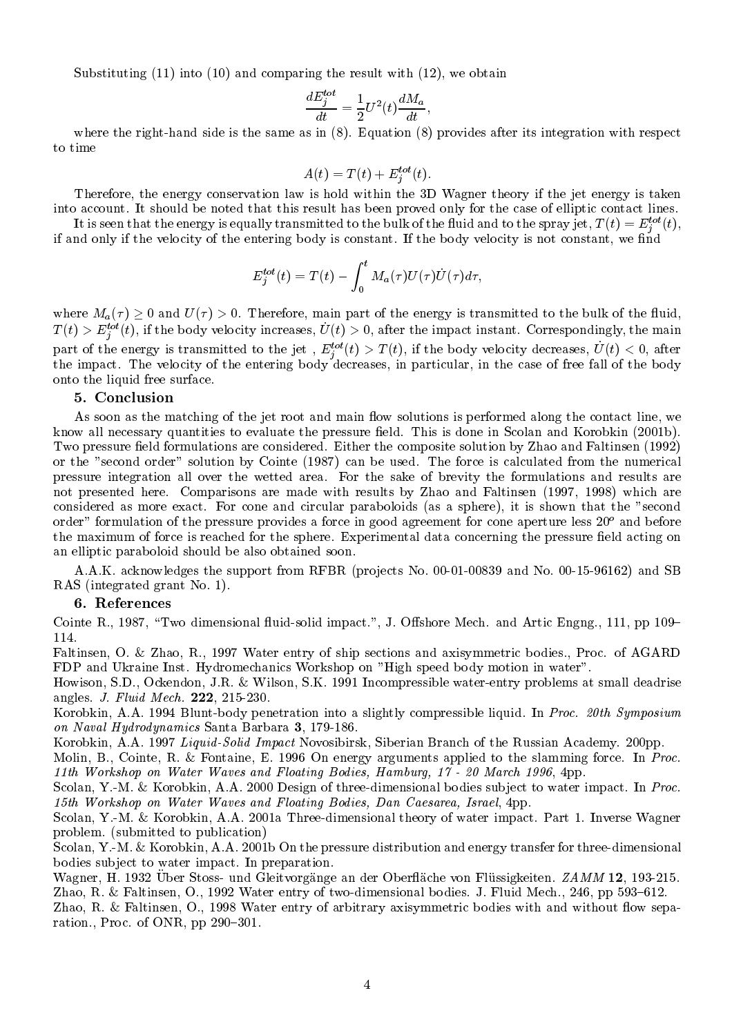Substituting (11) into (10) and comparing the result with (12), we obtain

$$\frac{dE_j^{tot}}{dt} = \frac{1}{2}U^2(t)\frac{dM_a}{dt},$$

where the right-hand side is the same as in (8). Equation (8) provides after its integration with respect to time

$$A(t) = T(t) + E_j^{tot}(t).$$

Therefore, the energy conservation law is hold within the 3D Wagner theory if the jet energy is taken into account. It should be noted that this result has been proved only for the case of elliptic contact lines.

It is seen that the energy is equally transmitted to the bulk of the fluid and to the spray jet, $T(t) = E_j^{tot}(t)$, if and only if the velocity of the entering body is constant. If the body velocity is not constant, we find

$$E_j^{tot}(t) = T(t) - \int_0^t M_a(\tau)U(\tau)\dot{U}(\tau)d\tau,$$

where $M_a(\tau) \geq 0$ and $U(\tau) > 0$. Therefore, main part of the energy is transmitted to the bulk of the fluid, $T(t) > E_j^{tot}(t)$, if the body velocity increases, $\dot{U}(t) > 0$, after the impact instant. Correspondingly, the main part of the energy is transmitted to the jet , $E_j^{tot}(t) > T(t)$, if the body velocity decreases, $\dot{U}(t) < 0$, after the impact. The velocity of the entering body decreases, in particular, in the case of free fall of the body onto the liquid free surface.

## 5. Conclusion

As soon as the matching of the jet root and main flow solutions is performed along the contact line, we know all necessary quantities to evaluate the pressure field. This is done in Scolan and Korobkin (2001b). Two pressure field formulations are considered. Either the composite solution by Zhao and Faltinsen (1992) or the "second order" solution by Cointe (1987) can be used. The force is calculated from the numerical pressure integration all over the wetted area. For the sake of brevity the formulations and results are not presented here. Comparisons are made with results by Zhao and Faltinsen (1997, 1998) which are considered as more exact. For cone and circular paraboloids (as a sphere), it is shown that the "second order" formulation of the pressure provides a force in good agreement for cone aperture less $20^o$ and before the maximum of force is reached for the sphere. Experimental data concerning the pressure field acting on an elliptic paraboloid should be also obtained soon.

A.A.K. acknowledges the support from RFBR (projects No. 00-01-00839 and No. 00-15-96162) and SB RAS (integrated grant No. 1).

## 6. References

Cointe R., 1987, "Two dimensional fluid-solid impact.", J. Offshore Mech. and Artic Engng., 111, pp 109–114.

Faltinsen, O. & Zhao, R., 1997 Water entry of ship sections and axisymmetric bodies., Proc. of AGARD FDP and Ukraine Inst. Hydromechanics Workshop on "High speed body motion in water".

Howison, S.D., Ockendon, J.R. & Wilson, S.K. 1991 Incompressible water-entry problems at small deadrise angles. *J. Fluid Mech.* **222**, 215-230.

Korobkin, A.A. 1994 Blunt-body penetration into a slightly compressible liquid. In *Proc. 20th Symposium on Naval Hydrodynamics* Santa Barbara **3**, 179-186.

Korobkin, A.A. 1997 *Liquid-Solid Impact* Novosibirsk, Siberian Branch of the Russian Academy. 200pp.

Molin, B., Cointe, R. & Fontaine, E. 1996 On energy arguments applied to the slamming force. In *Proc. 11th Workshop on Water Waves and Floating Bodies, Hamburg, 17 - 20 March 1996*, 4pp.

Scolan, Y.-M. & Korobkin, A.A. 2000 Design of three-dimensional bodies subject to water impact. In *Proc. 15th Workshop on Water Waves and Floating Bodies, Dan Caesarea, Israel*, 4pp.

Scolan, Y.-M. & Korobkin, A.A. 2001a Three-dimensional theory of water impact. Part 1. Inverse Wagner problem. (submitted to publication)

Scolan, Y.-M. & Korobkin, A.A. 2001b On the pressure distribution and energy transfer for three-dimensional bodies subject to water impact. In preparation.

Wagner, H. 1932 Über Stoss- und Gleitvorgänge an der Oberfläche von Flüssigkeiten. *ZAMM* **12**, 193-215.

Zhao, R. & Faltinsen, O., 1992 Water entry of two-dimensional bodies. J. Fluid Mech., 246, pp 593–612.

Zhao, R. & Faltinsen, O., 1998 Water entry of arbitrary axisymmetric bodies with and without flow separation., Proc. of ONR, pp 290–301.